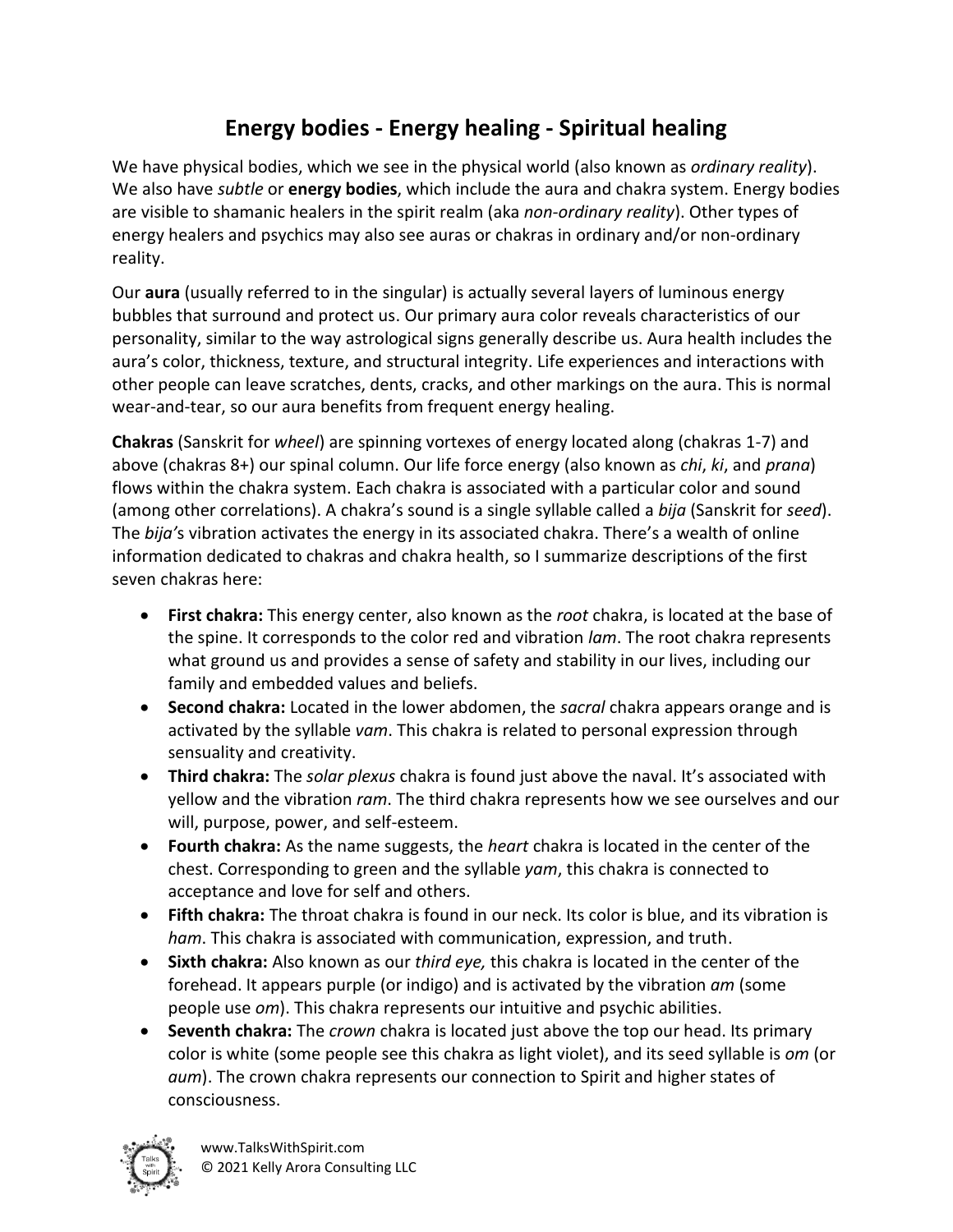# Energy bodies - Energy healing - Spiritual healing

We have physical bodies, which we see in the physical world (also known as *ordinary reality*). We also have *subtle* or **energy bodies**, which include the aura and chakra system. Energy bodies are visible to shamanic healers in the spirit realm (aka *non-ordinary reality*). Other types of energy healers and psychics may also see auras or chakras in ordinary and/or non-ordinary reality.

Our **aura** (usually referred to in the singular) is actually several layers of luminous energy bubbles that surround and protect us. Our primary aura color reveals characteristics of our personality, similar to the way astrological signs generally describe us. Aura health includes the aura's color, thickness, texture, and structural integrity. Life experiences and interactions with other people can leave scratches, dents, cracks, and other markings on the aura. This is normal wear-and-tear, so our aura benefits from frequent energy healing.

**Chakras** (Sanskrit for *wheel*) are spinning vortexes of energy located along (chakras 1-7) and above (chakras 8+) our spinal column. Our life force energy (also known as *chi*, *ki*, and *prana*) flows within the chakra system. Each chakra is associated with a particular color and sound (among other correlations). A chakra's sound is a single syllable called a *bija* (Sanskrit for *seed*). The *bija's* vibration activates the energy in its associated chakra. There's a wealth of online information dedicated to chakras and chakra health, so I summarize descriptions of the first seven chakras here:

- **First chakra:** This energy center, also known as the *root* chakra, is located at the base of the spine. It corresponds to the color red and vibration *lam*. The root chakra represents what ground us and provides a sense of safety and stability in our lives, including our family and embedded values and beliefs.
- **Second chakra:** Located in the lower abdomen, the *sacral* chakra appears orange and is activated by the syllable *vam*. This chakra is related to personal expression through sensuality and creativity.
- **Third chakra:** The *solar plexus* chakra is found just above the naval. It's associated with yellow and the vibration *ram*. The third chakra represents how we see ourselves and our will, purpose, power, and self-esteem.
- **Fourth chakra:** As the name suggests, the *heart* chakra is located in the center of the chest. Corresponding to green and the syllable *yam*, this chakra is connected to acceptance and love for self and others.
- **Fifth chakra:** The throat chakra is found in our neck. Its color is blue, and its vibration is *ham*. This chakra is associated with communication, expression, and truth.
- **Sixth chakra:** Also known as our *third eye,* this chakra is located in the center of the forehead. It appears purple (or indigo) and is activated by the vibration *am* (some people use *om*). This chakra represents our intuitive and psychic abilities.
- **Seventh chakra:** The *crown* chakra is located just above the top our head. Its primary color is white (some people see this chakra as light violet), and its seed syllable is *om* (or *aum*). The crown chakra represents our connection to Spirit and higher states of consciousness.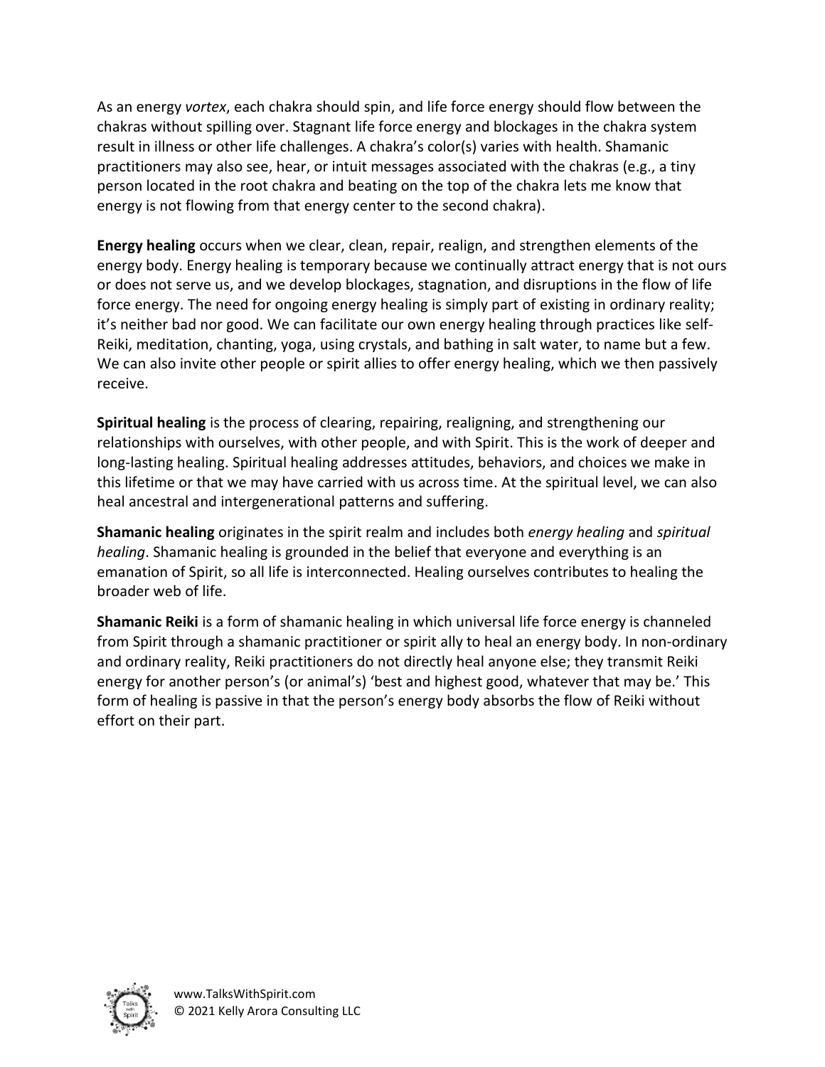As an energy *vortex*, each chakra should spin, and life force energy should flow between the chakras without spilling over. Stagnant life force energy and blockages in the chakra system result in illness or other life challenges. A chakra's color(s) varies with health. Shamanic practitioners may also see, hear, or intuit messages associated with the chakras (e.g., a tiny person located in the root chakra and beating on the top of the chakra lets me know that energy is not flowing from that energy center to the second chakra).

**Energy healing** occurs when we clear, clean, repair, realign, and strengthen elements of the energy body. Energy healing is temporary because we continually attract energy that is not ours or does not serve us, and we develop blockages, stagnation, and disruptions in the flow of life force energy. The need for ongoing energy healing is simply part of existing in ordinary reality; it's neither bad nor good. We can facilitate our own energy healing through practices like self-Reiki, meditation, chanting, yoga, using crystals, and bathing in salt water, to name but a few. We can also invite other people or spirit allies to offer energy healing, which we then passively receive.

**Spiritual healing** is the process of clearing, repairing, realigning, and strengthening our relationships with ourselves, with other people, and with Spirit. This is the work of deeper and long-lasting healing. Spiritual healing addresses attitudes, behaviors, and choices we make in this lifetime or that we may have carried with us across time. At the spiritual level, we can also heal ancestral and intergenerational patterns and suffering.

**Shamanic healing** originates in the spirit realm and includes both *energy healing* and *spiritual healing*. Shamanic healing is grounded in the belief that everyone and everything is an emanation of Spirit, so all life is interconnected. Healing ourselves contributes to healing the broader web of life.

**Shamanic Reiki** is a form of shamanic healing in which universal life force energy is channeled from Spirit through a shamanic practitioner or spirit ally to heal an energy body. In non-ordinary and ordinary reality, Reiki practitioners do not directly heal anyone else; they transmit Reiki energy for another person's (or animal's) 'best and highest good, whatever that may be.' This form of healing is passive in that the person's energy body absorbs the flow of Reiki without effort on their part.